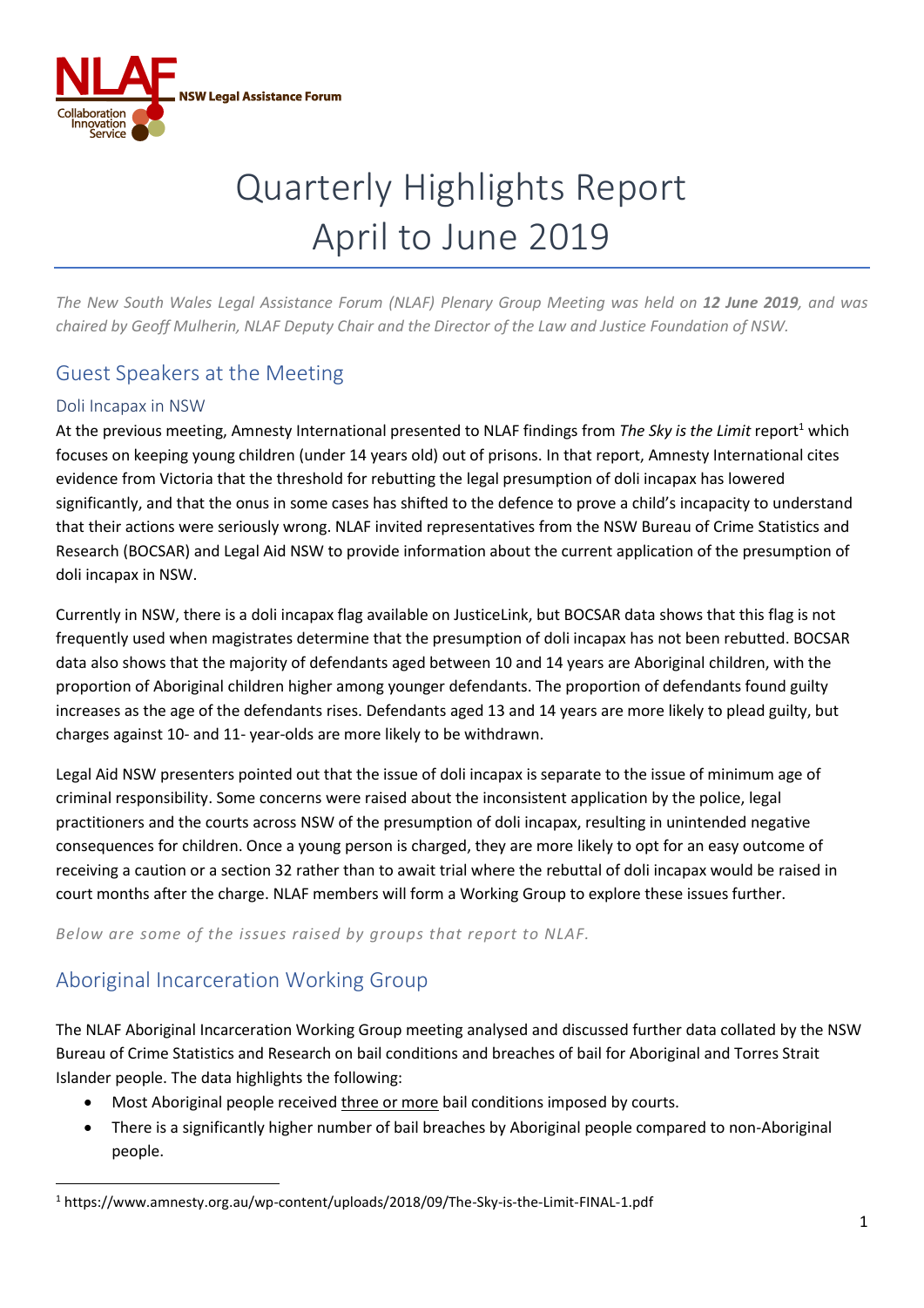NLAF NSW Legal Assistance Forum

Collaboration Innovation Service

# Quarterly Highlights Report April to June 2019

*The New South Wales Legal Assistance Forum (NLAF) Plenary Group Meeting was held on **12 June 2019**, and was chaired by Geoff Mulherin, NLAF Deputy Chair and the Director of the Law and Justice Foundation of NSW.*

## Guest Speakers at the Meeting

### Doli Incapax in NSW

At the previous meeting, Amnesty International presented to NLAF findings from *The Sky is the Limit* report[1] which focuses on keeping young children (under 14 years old) out of prisons. In that report, Amnesty International cites evidence from Victoria that the threshold for rebutting the legal presumption of doli incapax has lowered significantly, and that the onus in some cases has shifted to the defence to prove a child's incapacity to understand that their actions were seriously wrong. NLAF invited representatives from the NSW Bureau of Crime Statistics and Research (BOCSAR) and Legal Aid NSW to provide information about the current application of the presumption of doli incapax in NSW.

Currently in NSW, there is a doli incapax flag available on JusticeLink, but BOCSAR data shows that this flag is not frequently used when magistrates determine that the presumption of doli incapax has not been rebutted. BOCSAR data also shows that the majority of defendants aged between 10 and 14 years are Aboriginal children, with the proportion of Aboriginal children higher among younger defendants. The proportion of defendants found guilty increases as the age of the defendants rises. Defendants aged 13 and 14 years are more likely to plead guilty, but charges against 10- and 11- year-olds are more likely to be withdrawn.

Legal Aid NSW presenters pointed out that the issue of doli incapax is separate to the issue of minimum age of criminal responsibility. Some concerns were raised about the inconsistent application by the police, legal practitioners and the courts across NSW of the presumption of doli incapax, resulting in unintended negative consequences for children. Once a young person is charged, they are more likely to opt for an easy outcome of receiving a caution or a section 32 rather than to await trial where the rebuttal of doli incapax would be raised in court months after the charge. NLAF members will form a Working Group to explore these issues further.

*Below are some of the issues raised by groups that report to NLAF.*

## Aboriginal Incarceration Working Group

The NLAF Aboriginal Incarceration Working Group meeting analysed and discussed further data collated by the NSW Bureau of Crime Statistics and Research on bail conditions and breaches of bail for Aboriginal and Torres Strait Islander people. The data highlights the following:

- Most Aboriginal people received <u>three or more</u> bail conditions imposed by courts.
- There is a significantly higher number of bail breaches by Aboriginal people compared to non-Aboriginal people.

[1] https://www.amnesty.org.au/wp-content/uploads/2018/09/The-Sky-is-the-Limit-FINAL-1.pdf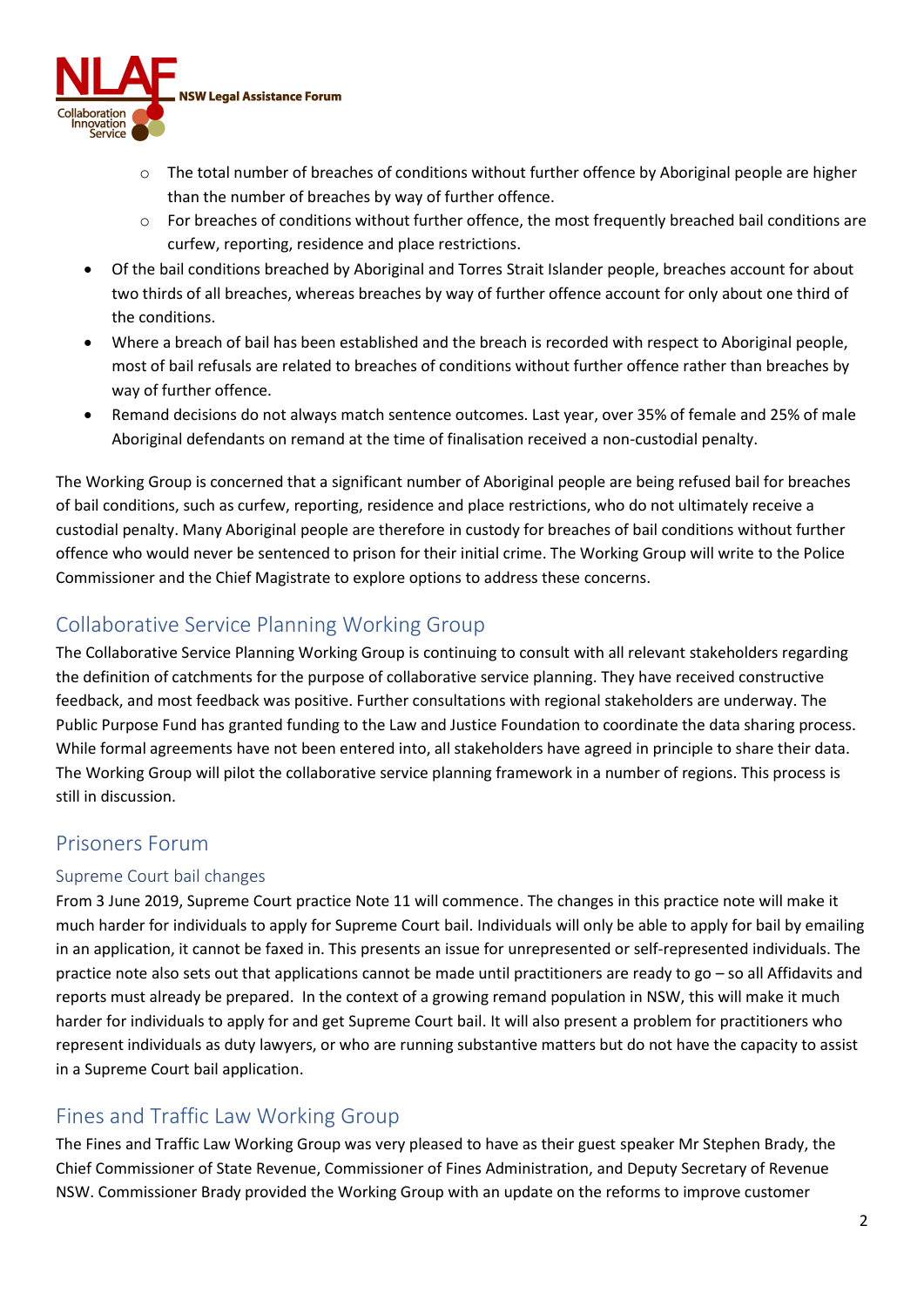- The total number of breaches of conditions without further offence by Aboriginal people are higher than the number of breaches by way of further offence.
    - For breaches of conditions without further offence, the most frequently breached bail conditions are curfew, reporting, residence and place restrictions.
- Of the bail conditions breached by Aboriginal and Torres Strait Islander people, breaches account for about two thirds of all breaches, whereas breaches by way of further offence account for only about one third of the conditions.
- Where a breach of bail has been established and the breach is recorded with respect to Aboriginal people, most of bail refusals are related to breaches of conditions without further offence rather than breaches by way of further offence.
- Remand decisions do not always match sentence outcomes. Last year, over 35% of female and 25% of male Aboriginal defendants on remand at the time of finalisation received a non-custodial penalty.

The Working Group is concerned that a significant number of Aboriginal people are being refused bail for breaches of bail conditions, such as curfew, reporting, residence and place restrictions, who do not ultimately receive a custodial penalty. Many Aboriginal people are therefore in custody for breaches of bail conditions without further offence who would never be sentenced to prison for their initial crime. The Working Group will write to the Police Commissioner and the Chief Magistrate to explore options to address these concerns.

## Collaborative Service Planning Working Group

The Collaborative Service Planning Working Group is continuing to consult with all relevant stakeholders regarding the definition of catchments for the purpose of collaborative service planning. They have received constructive feedback, and most feedback was positive. Further consultations with regional stakeholders are underway. The Public Purpose Fund has granted funding to the Law and Justice Foundation to coordinate the data sharing process. While formal agreements have not been entered into, all stakeholders have agreed in principle to share their data. The Working Group will pilot the collaborative service planning framework in a number of regions. This process is still in discussion.

## Prisoners Forum

### Supreme Court bail changes

From 3 June 2019, Supreme Court practice Note 11 will commence. The changes in this practice note will make it much harder for individuals to apply for Supreme Court bail. Individuals will only be able to apply for bail by emailing in an application, it cannot be faxed in. This presents an issue for unrepresented or self-represented individuals. The practice note also sets out that applications cannot be made until practitioners are ready to go – so all Affidavits and reports must already be prepared. In the context of a growing remand population in NSW, this will make it much harder for individuals to apply for and get Supreme Court bail. It will also present a problem for practitioners who represent individuals as duty lawyers, or who are running substantive matters but do not have the capacity to assist in a Supreme Court bail application.

## Fines and Traffic Law Working Group

The Fines and Traffic Law Working Group was very pleased to have as their guest speaker Mr Stephen Brady, the Chief Commissioner of State Revenue, Commissioner of Fines Administration, and Deputy Secretary of Revenue NSW. Commissioner Brady provided the Working Group with an update on the reforms to improve customer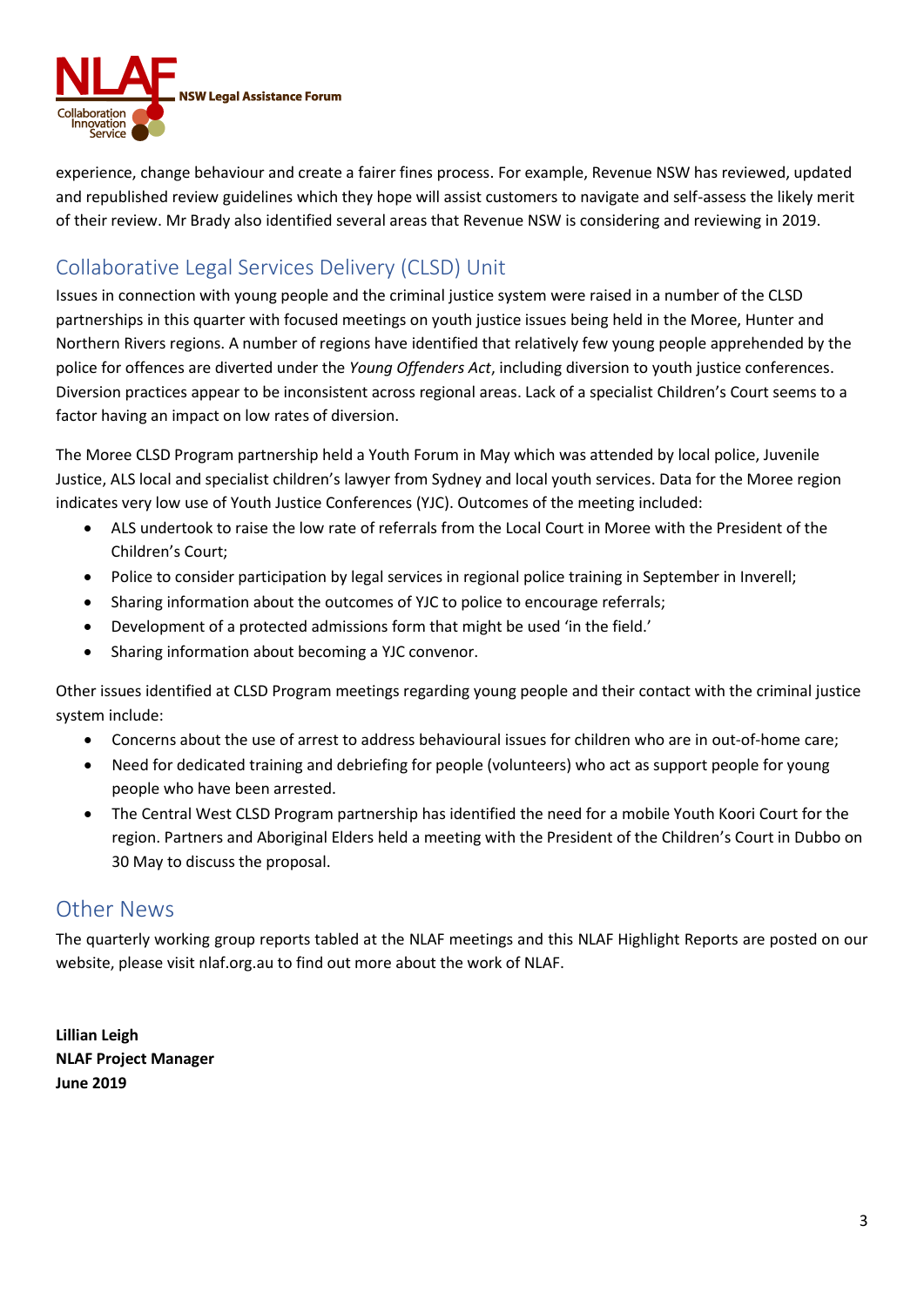experience, change behaviour and create a fairer fines process. For example, Revenue NSW has reviewed, updated and republished review guidelines which they hope will assist customers to navigate and self-assess the likely merit of their review. Mr Brady also identified several areas that Revenue NSW is considering and reviewing in 2019.

## Collaborative Legal Services Delivery (CLSD) Unit

Issues in connection with young people and the criminal justice system were raised in a number of the CLSD partnerships in this quarter with focused meetings on youth justice issues being held in the Moree, Hunter and Northern Rivers regions. A number of regions have identified that relatively few young people apprehended by the police for offences are diverted under the *Young Offenders Act*, including diversion to youth justice conferences. Diversion practices appear to be inconsistent across regional areas. Lack of a specialist Children's Court seems to a factor having an impact on low rates of diversion.

The Moree CLSD Program partnership held a Youth Forum in May which was attended by local police, Juvenile Justice, ALS local and specialist children's lawyer from Sydney and local youth services. Data for the Moree region indicates very low use of Youth Justice Conferences (YJC). Outcomes of the meeting included:

- ALS undertook to raise the low rate of referrals from the Local Court in Moree with the President of the Children's Court;
- Police to consider participation by legal services in regional police training in September in Inverell;
- Sharing information about the outcomes of YJC to police to encourage referrals;
- Development of a protected admissions form that might be used 'in the field.'
- Sharing information about becoming a YJC convenor.

Other issues identified at CLSD Program meetings regarding young people and their contact with the criminal justice system include:

- Concerns about the use of arrest to address behavioural issues for children who are in out-of-home care;
- Need for dedicated training and debriefing for people (volunteers) who act as support people for young people who have been arrested.
- The Central West CLSD Program partnership has identified the need for a mobile Youth Koori Court for the region. Partners and Aboriginal Elders held a meeting with the President of the Children's Court in Dubbo on 30 May to discuss the proposal.

## Other News

The quarterly working group reports tabled at the NLAF meetings and this NLAF Highlight Reports are posted on our website, please visit nlaf.org.au to find out more about the work of NLAF.

**Lillian Leigh**
**NLAF Project Manager**
**June 2019**